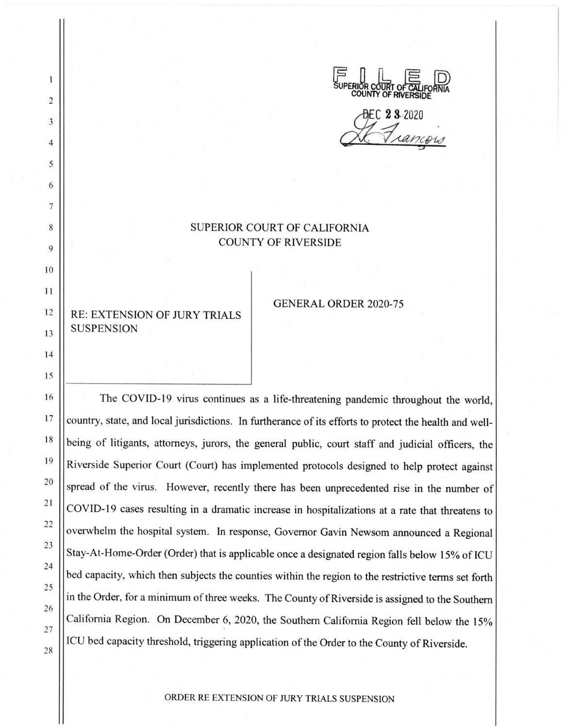FILED
SUPERIOR COURT OF CALIFORNIA
COUNTY OF RIVERSIDE

DEC 23 2020

# SUPERIOR COURT OF CALIFORNIA
# COUNTY OF RIVERSIDE

RE: EXTENSION OF JURY TRIALS SUSPENSION

GENERAL ORDER 2020-75

The COVID-19 virus continues as a life-threatening pandemic throughout the world, country, state, and local jurisdictions. In furtherance of its efforts to protect the health and well-being of litigants, attorneys, jurors, the general public, court staff and judicial officers, the Riverside Superior Court (Court) has implemented protocols designed to help protect against spread of the virus. However, recently there has been unprecedented rise in the number of COVID-19 cases resulting in a dramatic increase in hospitalizations at a rate that threatens to overwhelm the hospital system. In response, Governor Gavin Newsom announced a Regional Stay-At-Home-Order (Order) that is applicable once a designated region falls below 15% of ICU bed capacity, which then subjects the counties within the region to the restrictive terms set forth in the Order, for a minimum of three weeks. The County of Riverside is assigned to the Southern California Region. On December 6, 2020, the Southern California Region fell below the 15% ICU bed capacity threshold, triggering application of the Order to the County of Riverside.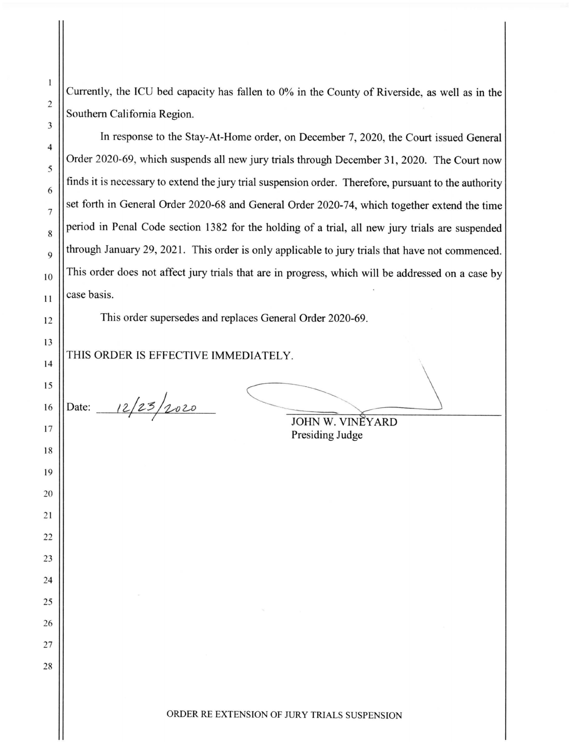Currently, the ICU bed capacity has fallen to 0% in the County of Riverside, as well as in the Southern California Region.

In response to the Stay-At-Home order, on December 7, 2020, the Court issued General Order 2020-69, which suspends all new jury trials through December 31, 2020. The Court now finds it is necessary to extend the jury trial suspension order. Therefore, pursuant to the authority set forth in General Order 2020-68 and General Order 2020-74, which together extend the time period in Penal Code section 1382 for the holding of a trial, all new jury trials are suspended through January 29, 2021. This order is only applicable to jury trials that have not commenced. This order does not affect jury trials that are in progress, which will be addressed on a case by case basis.

This order supersedes and replaces General Order 2020-69.

THIS ORDER IS EFFECTIVE IMMEDIATELY.

Date: 12/23/2020

JOHN W. VINEYARD
Presiding Judge

ORDER RE EXTENSION OF JURY TRIALS SUSPENSION